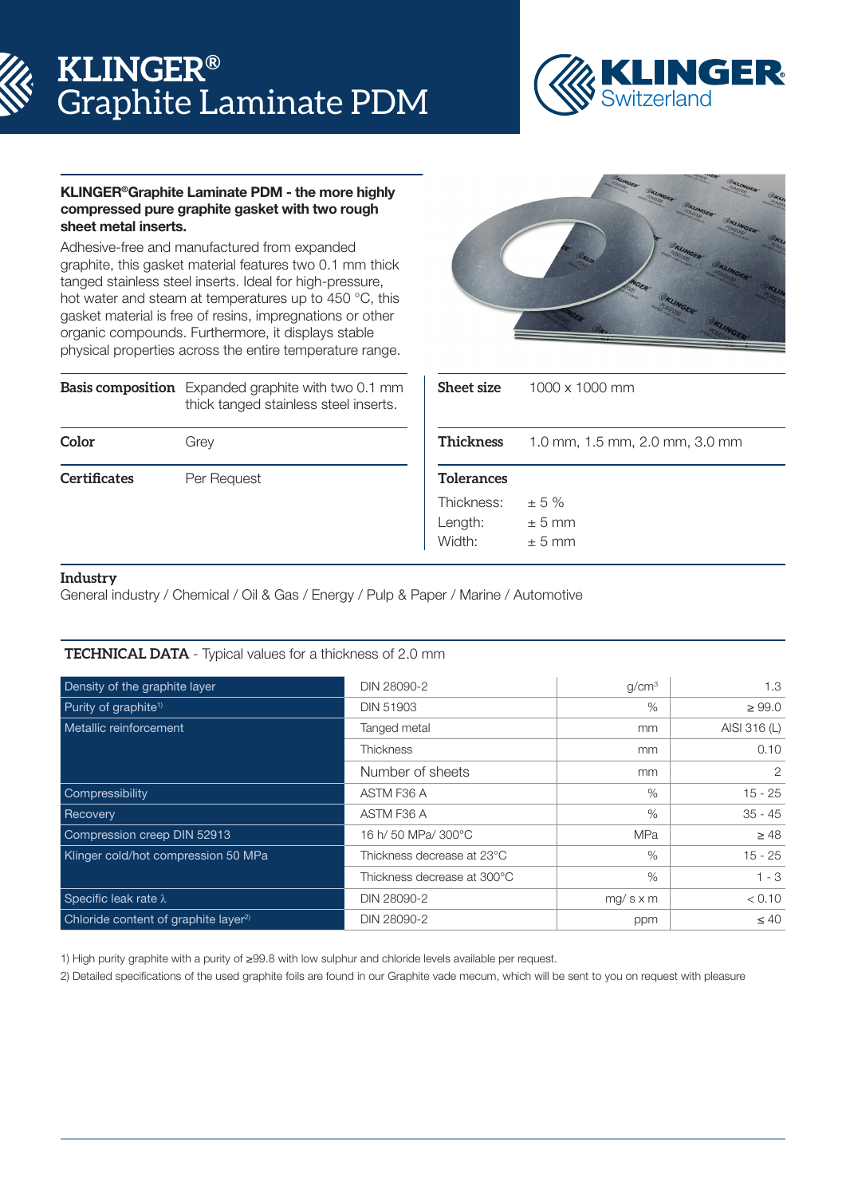# KLINGER® Graphite Laminate PDM

KLINGER Switzerland

**KLINGER®Graphite Laminate PDM - the more highly compressed pure graphite gasket with two rough sheet metal inserts.**

Adhesive-free and manufactured from expanded graphite, this gasket material features two 0.1 mm thick tanged stainless steel inserts. Ideal for high-pressure, hot water and steam at temperatures up to 450 °C, this gasket material is free of resins, impregnations or other organic compounds. Furthermore, it displays stable physical properties across the entire temperature range.

| | |
|---|---|
| **Basis composition** | Expanded graphite with two 0.1 mm thick tanged stainless steel inserts. |
| **Color** | Grey |
| **Certificates** | Per Request |

| | |
|---|---|
| **Sheet size** | 1000 x 1000 mm |
| **Thickness** | 1.0 mm, 1.5 mm, 2.0 mm, 3.0 mm |
| **Tolerances** | Thickness: ± 5 % <br> Length: ± 5 mm <br> Width: ± 5 mm |

**Industry**

General industry / Chemical / Oil & Gas / Energy / Pulp & Paper / Marine / Automotive

**TECHNICAL DATA** - Typical values for a thickness of 2.0 mm

| | | | |
|---|---|---|---|
| Density of the graphite layer | DIN 28090-2 | g/cm³ | 1.3 |
| Purity of graphite[1] | DIN 51903 | % | ≥ 99.0 |
| Metallic reinforcement | Tanged metal | mm | AISI 316 (L) |
| | Thickness | mm | 0.10 |
| | Number of sheets | mm | 2 |
| Compressibility | ASTM F36 A | % | 15 - 25 |
| Recovery | ASTM F36 A | % | 35 - 45 |
| Compression creep DIN 52913 | 16 h/ 50 MPa/ 300°C | MPa | ≥ 48 |
| Klinger cold/hot compression 50 MPa | Thickness decrease at 23°C | % | 15 - 25 |
| | Thickness decrease at 300°C | % | 1 - 3 |
| Specific leak rate λ | DIN 28090-2 | mg/ s x m | < 0.10 |
| Chloride content of graphite layer[2] | DIN 28090-2 | ppm | ≤ 40 |

1) High purity graphite with a purity of ≥99.8 with low sulphur and chloride levels available per request.

2) Detailed specifications of the used graphite foils are found in our Graphite vade mecum, which will be sent to you on request with pleasure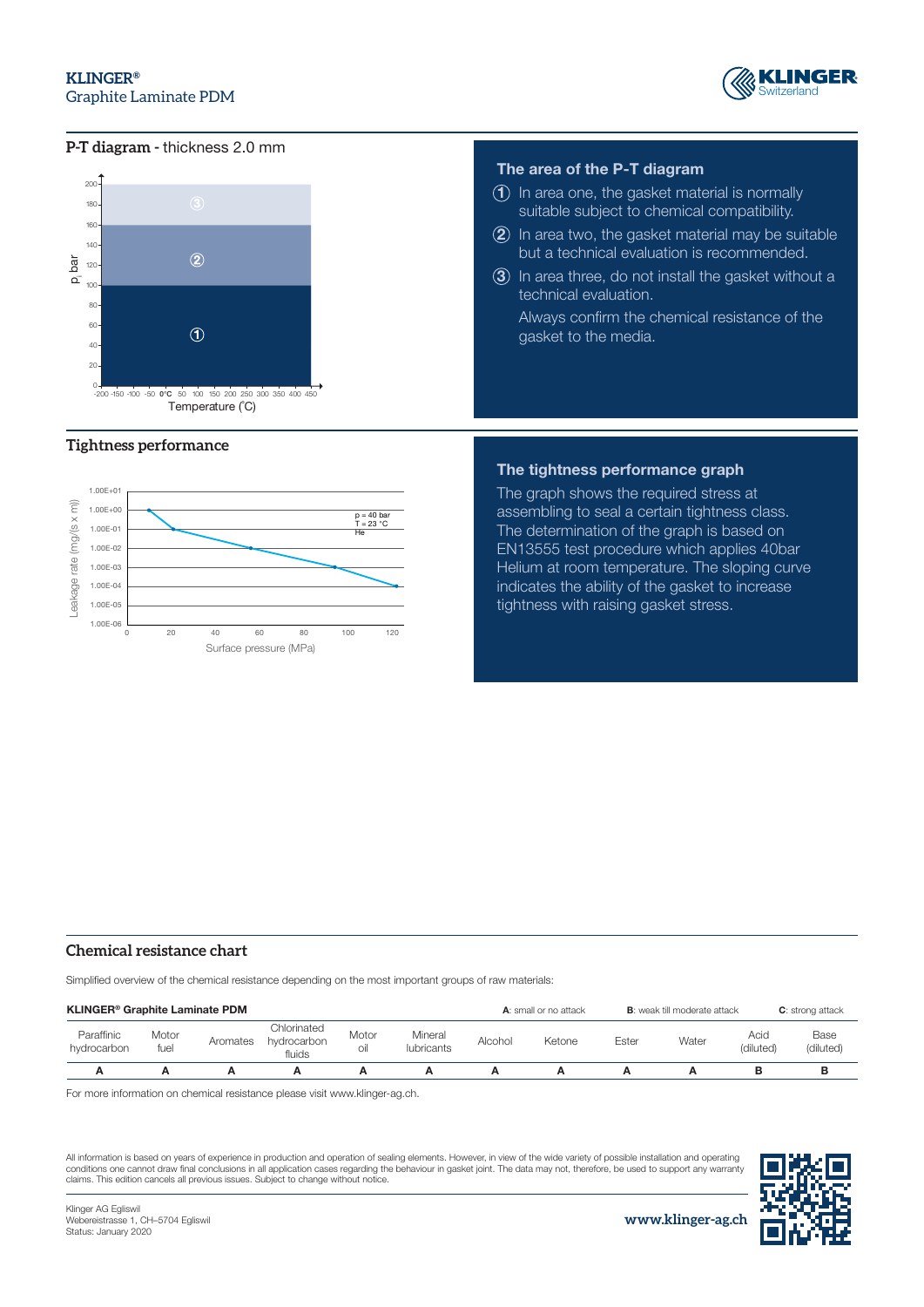## P-T diagram - thickness 2.0 mm

p, bar

200
180
160
140
120
100
80
60
40
20
0

-200 -150 -100 -50 0°C 50 100 150 200 250 300 350 400 450

Temperature (°C)

③ ② ①

### The area of the P-T diagram

① In area one, the gasket material is normally suitable subject to chemical compatibility.

② In area two, the gasket material may be suitable but a technical evaluation is recommended.

③ In area three, do not install the gasket without a technical evaluation.

Always confirm the chemical resistance of the gasket to the media.

## Tightness performance

Leakage rate (mg/(s x m))

1.00E+01
1.00E+00
1.00E-01
1.00E-02
1.00E-03
1.00E-04
1.00E-05
1.00E-06

0 20 40 60 80 100 120

Surface pressure (MPa)

p = 40 bar
T = 23 °C
He

### The tightness performance graph

The graph shows the required stress at assembling to seal a certain tightness class. The determination of the graph is based on EN13555 test procedure which applies 40bar Helium at room temperature. The sloping curve indicates the ability of the gasket to increase tightness with raising gasket stress.

## Chemical resistance chart

Simplified overview of the chemical resistance depending on the most important groups of raw materials:

**KLINGER® Graphite Laminate PDM** — **A**: small or no attack — **B**: weak till moderate attack — **C**: strong attack

| Paraffinic hydrocarbon | Motor fuel | Aromates | Chlorinated hydrocarbon fluids | Motor oil | Mineral lubricants | Alcohol | Ketone | Ester | Water | Acid (diluted) | Base (diluted) |
|---|---|---|---|---|---|---|---|---|---|---|---|
| **A** | **A** | **A** | **A** | **A** | **A** | **A** | **A** | **A** | **A** | **B** | **B** |

For more information on chemical resistance please visit www.klinger-ag.ch.

All information is based on years of experience in production and operation of sealing elements. However, in view of the wide variety of possible installation and operating conditions one cannot draw final conclusions in all application cases regarding the behaviour in gasket joint. The data may not, therefore, be used to support any warranty claims. This edition cancels all previous issues. Subject to change without notice.

Klinger AG Egliswil
Webereistrasse 1, CH–5704 Egliswil
Status: January 2020

**www.klinger-ag.ch**